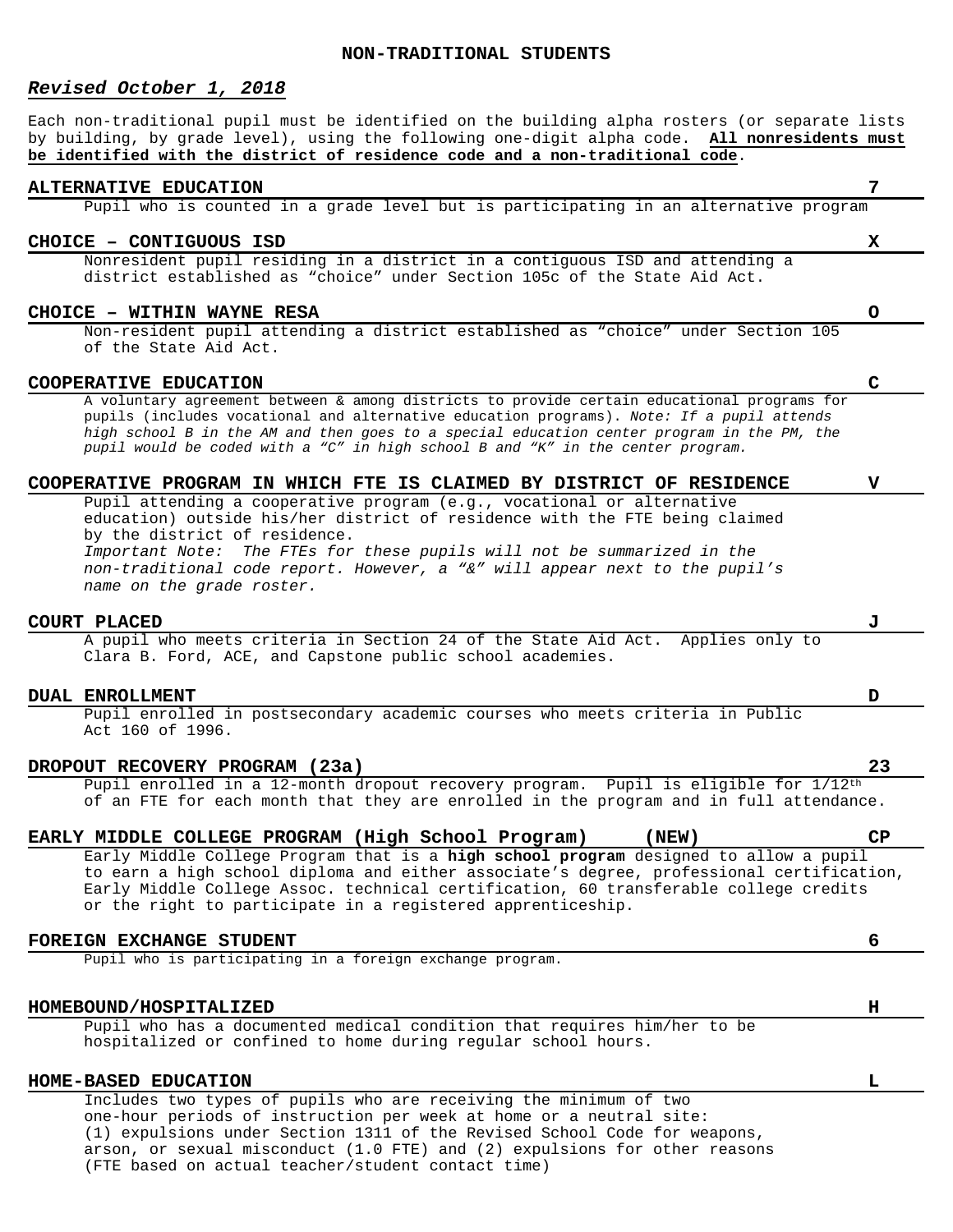# NON-TRADITIONAL STUDENTS

***Revised October 1, 2018***

Each non-traditional pupil must be identified on the building alpha rosters (or separate lists by building, by grade level), using the following one-digit alpha code. **All nonresidents must be identified with the district of residence code and a non-traditional code**.

### ALTERNATIVE EDUCATION — 7

Pupil who is counted in a grade level but is participating in an alternative program

### CHOICE – CONTIGUOUS ISD — X

Nonresident pupil residing in a district in a contiguous ISD and attending a district established as "choice" under Section 105c of the State Aid Act.

### CHOICE – WITHIN WAYNE RESA — O

Non-resident pupil attending a district established as "choice" under Section 105 of the State Aid Act.

### COOPERATIVE EDUCATION — C

A voluntary agreement between & among districts to provide certain educational programs for pupils (includes vocational and alternative education programs). *Note: If a pupil attends high school B in the AM and then goes to a special education center program in the PM, the pupil would be coded with a "C" in high school B and "K" in the center program.*

### COOPERATIVE PROGRAM IN WHICH FTE IS CLAIMED BY DISTRICT OF RESIDENCE — V

Pupil attending a cooperative program (e.g., vocational or alternative education) outside his/her district of residence with the FTE being claimed by the district of residence.
*Important Note: The FTEs for these pupils will not be summarized in the non-traditional code report. However, a "&" will appear next to the pupil's name on the grade roster.*

### COURT PLACED — J

A pupil who meets criteria in Section 24 of the State Aid Act. Applies only to Clara B. Ford, ACE, and Capstone public school academies.

### DUAL ENROLLMENT — D

Pupil enrolled in postsecondary academic courses who meets criteria in Public Act 160 of 1996.

### DROPOUT RECOVERY PROGRAM (23a) — 23

Pupil enrolled in a 12-month dropout recovery program. Pupil is eligible for 1/12th of an FTE for each month that they are enrolled in the program and in full attendance.

### EARLY MIDDLE COLLEGE PROGRAM (High School Program) (NEW) — CP

Early Middle College Program that is a **high school program** designed to allow a pupil to earn a high school diploma and either associate's degree, professional certification, Early Middle College Assoc. technical certification, 60 transferable college credits or the right to participate in a registered apprenticeship.

### FOREIGN EXCHANGE STUDENT — 6

Pupil who is participating in a foreign exchange program.

### HOMEBOUND/HOSPITALIZED — H

Pupil who has a documented medical condition that requires him/her to be hospitalized or confined to home during regular school hours.

### HOME-BASED EDUCATION — L

Includes two types of pupils who are receiving the minimum of two one-hour periods of instruction per week at home or a neutral site: (1) expulsions under Section 1311 of the Revised School Code for weapons, arson, or sexual misconduct (1.0 FTE) and (2) expulsions for other reasons (FTE based on actual teacher/student contact time)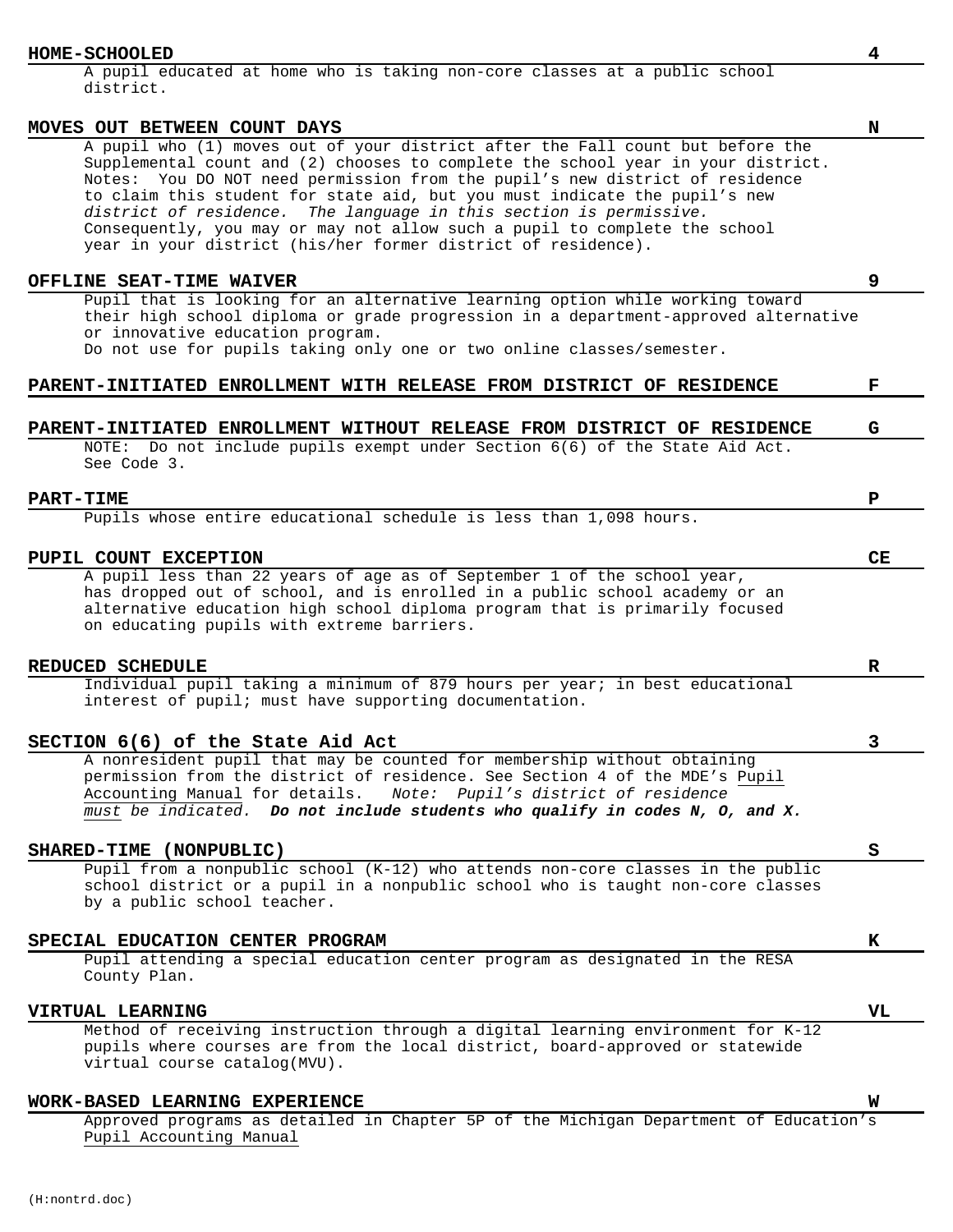**HOME-SCHOOLED** **4**

A pupil educated at home who is taking non-core classes at a public school district.

**MOVES OUT BETWEEN COUNT DAYS** **N**

A pupil who (1) moves out of your district after the Fall count but before the Supplemental count and (2) chooses to complete the school year in your district. Notes: You DO NOT need permission from the pupil's new district of residence to claim this student for state aid, but you must indicate the pupil's new *district of residence. The language in this section is permissive.* Consequently, you may or may not allow such a pupil to complete the school year in your district (his/her former district of residence).

**OFFLINE SEAT-TIME WAIVER** **9**

Pupil that is looking for an alternative learning option while working toward their high school diploma or grade progression in a department-approved alternative or innovative education program.
Do not use for pupils taking only one or two online classes/semester.

**PARENT-INITIATED ENROLLMENT WITH RELEASE FROM DISTRICT OF RESIDENCE** **F**

**PARENT-INITIATED ENROLLMENT WITHOUT RELEASE FROM DISTRICT OF RESIDENCE** **G**

NOTE: Do not include pupils exempt under Section 6(6) of the State Aid Act. See Code 3.

**PART-TIME** **P**

Pupils whose entire educational schedule is less than 1,098 hours.

**PUPIL COUNT EXCEPTION** **CE**

A pupil less than 22 years of age as of September 1 of the school year, has dropped out of school, and is enrolled in a public school academy or an alternative education high school diploma program that is primarily focused on educating pupils with extreme barriers.

**REDUCED SCHEDULE** **R**

Individual pupil taking a minimum of 879 hours per year; in best educational interest of pupil; must have supporting documentation.

**SECTION 6(6) of the State Aid Act** **3**

A nonresident pupil that may be counted for membership without obtaining permission from the district of residence. See Section 4 of the MDE's Pupil Accounting Manual for details. *Note: Pupil's district of residence must be indicated.* ***Do not include students who qualify in codes N, O, and X.***

**SHARED-TIME (NONPUBLIC)** **S**

Pupil from a nonpublic school (K-12) who attends non-core classes in the public school district or a pupil in a nonpublic school who is taught non-core classes by a public school teacher.

**SPECIAL EDUCATION CENTER PROGRAM** **K**

Pupil attending a special education center program as designated in the RESA County Plan.

**VIRTUAL LEARNING** **VL**

Method of receiving instruction through a digital learning environment for K-12 pupils where courses are from the local district, board-approved or statewide virtual course catalog(MVU).

**WORK-BASED LEARNING EXPERIENCE** **W**

Approved programs as detailed in Chapter 5P of the Michigan Department of Education's Pupil Accounting Manual

(H:nontrd.doc)